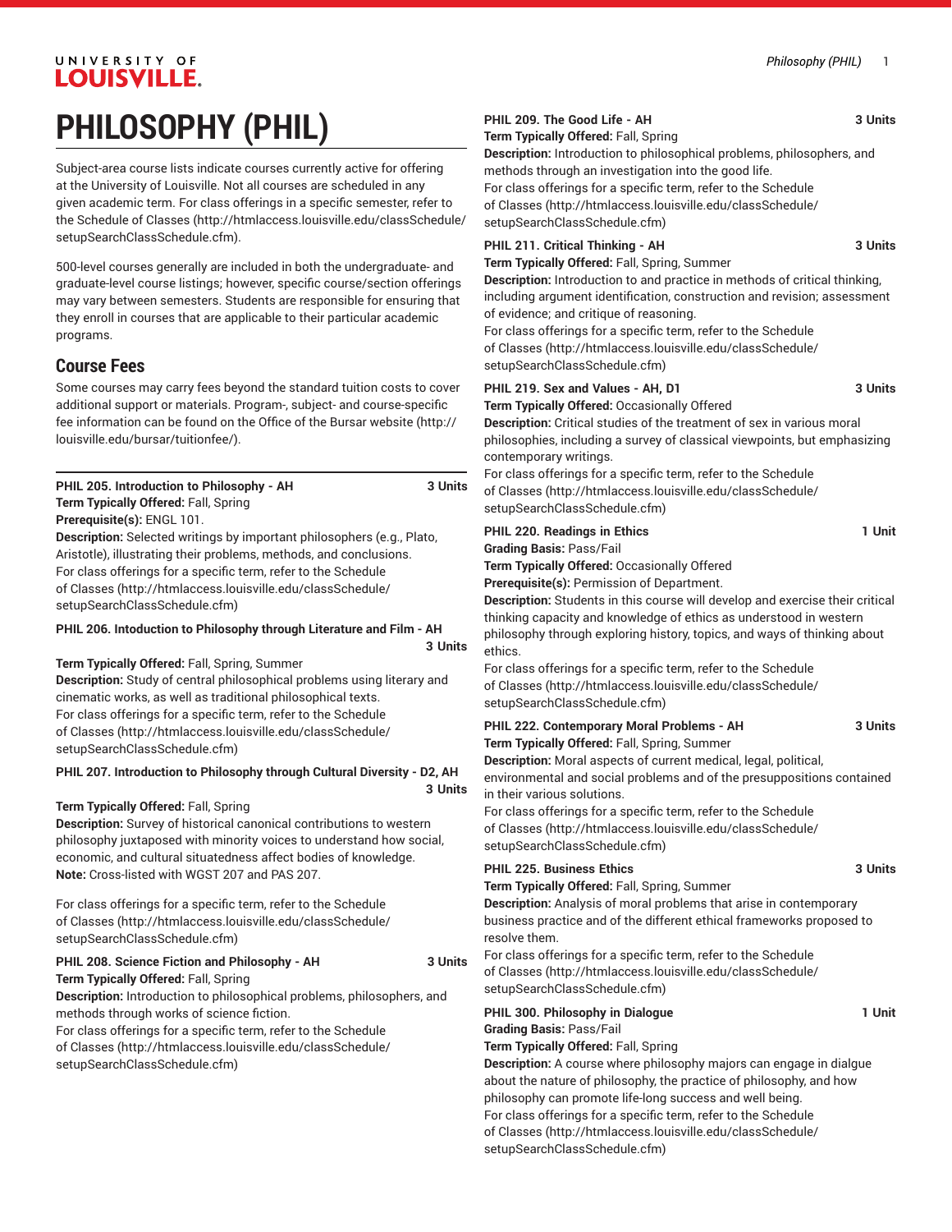# PHILOSOPHY (PHIL)

Subject-area course lists indicate courses currently active for offering at the University of Louisville. Not all courses are scheduled in any given academic term. For class offerings in a specific semester, refer to the Schedule of Classes (http://htmlaccess.louisville.edu/classSchedule/setupSearchClassSchedule.cfm).

500-level courses generally are included in both the undergraduate- and graduate-level course listings; however, specific course/section offerings may vary between semesters. Students are responsible for ensuring that they enroll in courses that are applicable to their particular academic programs.

## Course Fees

Some courses may carry fees beyond the standard tuition costs to cover additional support or materials. Program-, subject- and course-specific fee information can be found on the Office of the Bursar website (http://louisville.edu/bursar/tuitionfee/).

**PHIL 205. Introduction to Philosophy - AH** **3 Units**
**Term Typically Offered:** Fall, Spring
**Prerequisite(s):** ENGL 101.
**Description:** Selected writings by important philosophers (e.g., Plato, Aristotle), illustrating their problems, methods, and conclusions.
For class offerings for a specific term, refer to the Schedule of Classes (http://htmlaccess.louisville.edu/classSchedule/setupSearchClassSchedule.cfm)

**PHIL 206. Intoduction to Philosophy through Literature and Film - AH** **3 Units**
**Term Typically Offered:** Fall, Spring, Summer
**Description:** Study of central philosophical problems using literary and cinematic works, as well as traditional philosophical texts.
For class offerings for a specific term, refer to the Schedule of Classes (http://htmlaccess.louisville.edu/classSchedule/setupSearchClassSchedule.cfm)

**PHIL 207. Introduction to Philosophy through Cultural Diversity - D2, AH** **3 Units**
**Term Typically Offered:** Fall, Spring
**Description:** Survey of historical canonical contributions to western philosophy juxtaposed with minority voices to understand how social, economic, and cultural situatedness affect bodies of knowledge.
**Note:** Cross-listed with WGST 207 and PAS 207.

For class offerings for a specific term, refer to the Schedule of Classes (http://htmlaccess.louisville.edu/classSchedule/setupSearchClassSchedule.cfm)

**PHIL 208. Science Fiction and Philosophy - AH** **3 Units**
**Term Typically Offered:** Fall, Spring
**Description:** Introduction to philosophical problems, philosophers, and methods through works of science fiction.
For class offerings for a specific term, refer to the Schedule of Classes (http://htmlaccess.louisville.edu/classSchedule/setupSearchClassSchedule.cfm)

**PHIL 209. The Good Life - AH** **3 Units**
**Term Typically Offered:** Fall, Spring
**Description:** Introduction to philosophical problems, philosophers, and methods through an investigation into the good life.
For class offerings for a specific term, refer to the Schedule of Classes (http://htmlaccess.louisville.edu/classSchedule/setupSearchClassSchedule.cfm)

**PHIL 211. Critical Thinking - AH** **3 Units**
**Term Typically Offered:** Fall, Spring, Summer
**Description:** Introduction to and practice in methods of critical thinking, including argument identification, construction and revision; assessment of evidence; and critique of reasoning.
For class offerings for a specific term, refer to the Schedule of Classes (http://htmlaccess.louisville.edu/classSchedule/setupSearchClassSchedule.cfm)

**PHIL 219. Sex and Values - AH, D1** **3 Units**
**Term Typically Offered:** Occasionally Offered
**Description:** Critical studies of the treatment of sex in various moral philosophies, including a survey of classical viewpoints, but emphasizing contemporary writings.
For class offerings for a specific term, refer to the Schedule of Classes (http://htmlaccess.louisville.edu/classSchedule/setupSearchClassSchedule.cfm)

**PHIL 220. Readings in Ethics** **1 Unit**
**Grading Basis:** Pass/Fail
**Term Typically Offered:** Occasionally Offered
**Prerequisite(s):** Permission of Department.
**Description:** Students in this course will develop and exercise their critical thinking capacity and knowledge of ethics as understood in western philosophy through exploring history, topics, and ways of thinking about ethics.
For class offerings for a specific term, refer to the Schedule of Classes (http://htmlaccess.louisville.edu/classSchedule/setupSearchClassSchedule.cfm)

**PHIL 222. Contemporary Moral Problems - AH** **3 Units**
**Term Typically Offered:** Fall, Spring, Summer
**Description:** Moral aspects of current medical, legal, political, environmental and social problems and of the presuppositions contained in their various solutions.
For class offerings for a specific term, refer to the Schedule of Classes (http://htmlaccess.louisville.edu/classSchedule/setupSearchClassSchedule.cfm)

**PHIL 225. Business Ethics** **3 Units**
**Term Typically Offered:** Fall, Spring, Summer
**Description:** Analysis of moral problems that arise in contemporary business practice and of the different ethical frameworks proposed to resolve them.
For class offerings for a specific term, refer to the Schedule of Classes (http://htmlaccess.louisville.edu/classSchedule/setupSearchClassSchedule.cfm)

**PHIL 300. Philosophy in Dialogue** **1 Unit**
**Grading Basis:** Pass/Fail
**Term Typically Offered:** Fall, Spring
**Description:** A course where philosophy majors can engage in dialgue about the nature of philosophy, the practice of philosophy, and how philosophy can promote life-long success and well being.
For class offerings for a specific term, refer to the Schedule of Classes (http://htmlaccess.louisville.edu/classSchedule/setupSearchClassSchedule.cfm)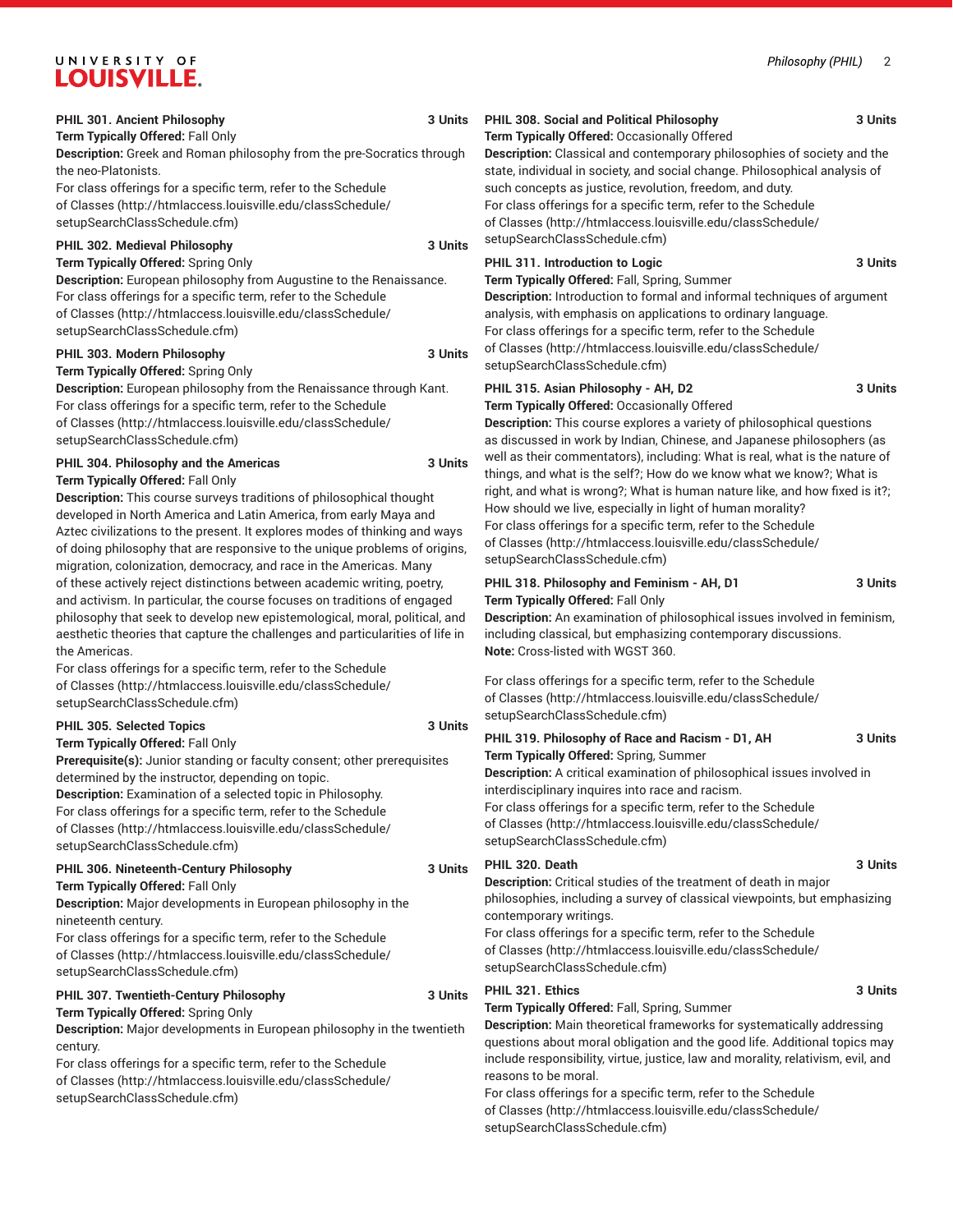**PHIL 301. Ancient Philosophy** 3 Units

**Term Typically Offered:** Fall Only

**Description:** Greek and Roman philosophy from the pre-Socratics through the neo-Platonists.

For class offerings for a specific term, refer to the Schedule of Classes (http://htmlaccess.louisville.edu/classSchedule/setupSearchClassSchedule.cfm)

**PHIL 302. Medieval Philosophy** 3 Units

**Term Typically Offered:** Spring Only

**Description:** European philosophy from Augustine to the Renaissance.

For class offerings for a specific term, refer to the Schedule of Classes (http://htmlaccess.louisville.edu/classSchedule/setupSearchClassSchedule.cfm)

**PHIL 303. Modern Philosophy** 3 Units

**Term Typically Offered:** Spring Only

**Description:** European philosophy from the Renaissance through Kant.

For class offerings for a specific term, refer to the Schedule of Classes (http://htmlaccess.louisville.edu/classSchedule/setupSearchClassSchedule.cfm)

**PHIL 304. Philosophy and the Americas** 3 Units

**Term Typically Offered:** Fall Only

**Description:** This course surveys traditions of philosophical thought developed in North America and Latin America, from early Maya and Aztec civilizations to the present. It explores modes of thinking and ways of doing philosophy that are responsive to the unique problems of origins, migration, colonization, democracy, and race in the Americas. Many of these actively reject distinctions between academic writing, poetry, and activism. In particular, the course focuses on traditions of engaged philosophy that seek to develop new epistemological, moral, political, and aesthetic theories that capture the challenges and particularities of life in the Americas.

For class offerings for a specific term, refer to the Schedule of Classes (http://htmlaccess.louisville.edu/classSchedule/setupSearchClassSchedule.cfm)

**PHIL 305. Selected Topics** 3 Units

**Term Typically Offered:** Fall Only

**Prerequisite(s):** Junior standing or faculty consent; other prerequisites determined by the instructor, depending on topic.

**Description:** Examination of a selected topic in Philosophy.

For class offerings for a specific term, refer to the Schedule of Classes (http://htmlaccess.louisville.edu/classSchedule/setupSearchClassSchedule.cfm)

**PHIL 306. Nineteenth-Century Philosophy** 3 Units

**Term Typically Offered:** Fall Only

**Description:** Major developments in European philosophy in the nineteenth century.

For class offerings for a specific term, refer to the Schedule of Classes (http://htmlaccess.louisville.edu/classSchedule/setupSearchClassSchedule.cfm)

**PHIL 307. Twentieth-Century Philosophy** 3 Units

**Term Typically Offered:** Spring Only

**Description:** Major developments in European philosophy in the twentieth century.

For class offerings for a specific term, refer to the Schedule of Classes (http://htmlaccess.louisville.edu/classSchedule/setupSearchClassSchedule.cfm)

**PHIL 308. Social and Political Philosophy** 3 Units

**Term Typically Offered:** Occasionally Offered

**Description:** Classical and contemporary philosophies of society and the state, individual in society, and social change. Philosophical analysis of such concepts as justice, revolution, freedom, and duty.

For class offerings for a specific term, refer to the Schedule of Classes (http://htmlaccess.louisville.edu/classSchedule/setupSearchClassSchedule.cfm)

**PHIL 311. Introduction to Logic** 3 Units

**Term Typically Offered:** Fall, Spring, Summer

**Description:** Introduction to formal and informal techniques of argument analysis, with emphasis on applications to ordinary language.

For class offerings for a specific term, refer to the Schedule of Classes (http://htmlaccess.louisville.edu/classSchedule/setupSearchClassSchedule.cfm)

**PHIL 315. Asian Philosophy - AH, D2** 3 Units

**Term Typically Offered:** Occasionally Offered

**Description:** This course explores a variety of philosophical questions as discussed in work by Indian, Chinese, and Japanese philosophers (as well as their commentators), including: What is real, what is the nature of things, and what is the self?; How do we know what we know?; What is right, and what is wrong?; What is human nature like, and how fixed is it?; How should we live, especially in light of human morality?

For class offerings for a specific term, refer to the Schedule of Classes (http://htmlaccess.louisville.edu/classSchedule/setupSearchClassSchedule.cfm)

**PHIL 318. Philosophy and Feminism - AH, D1** 3 Units

**Term Typically Offered:** Fall Only

**Description:** An examination of philosophical issues involved in feminism, including classical, but emphasizing contemporary discussions.

**Note:** Cross-listed with WGST 360.

For class offerings for a specific term, refer to the Schedule of Classes (http://htmlaccess.louisville.edu/classSchedule/setupSearchClassSchedule.cfm)

**PHIL 319. Philosophy of Race and Racism - D1, AH** 3 Units

**Term Typically Offered:** Spring, Summer

**Description:** A critical examination of philosophical issues involved in interdisciplinary inquires into race and racism.

For class offerings for a specific term, refer to the Schedule of Classes (http://htmlaccess.louisville.edu/classSchedule/setupSearchClassSchedule.cfm)

**PHIL 320. Death** 3 Units

**Description:** Critical studies of the treatment of death in major philosophies, including a survey of classical viewpoints, but emphasizing contemporary writings.

For class offerings for a specific term, refer to the Schedule of Classes (http://htmlaccess.louisville.edu/classSchedule/setupSearchClassSchedule.cfm)

**PHIL 321. Ethics** 3 Units

**Term Typically Offered:** Fall, Spring, Summer

**Description:** Main theoretical frameworks for systematically addressing questions about moral obligation and the good life. Additional topics may include responsibility, virtue, justice, law and morality, relativism, evil, and reasons to be moral.

For class offerings for a specific term, refer to the Schedule of Classes (http://htmlaccess.louisville.edu/classSchedule/setupSearchClassSchedule.cfm)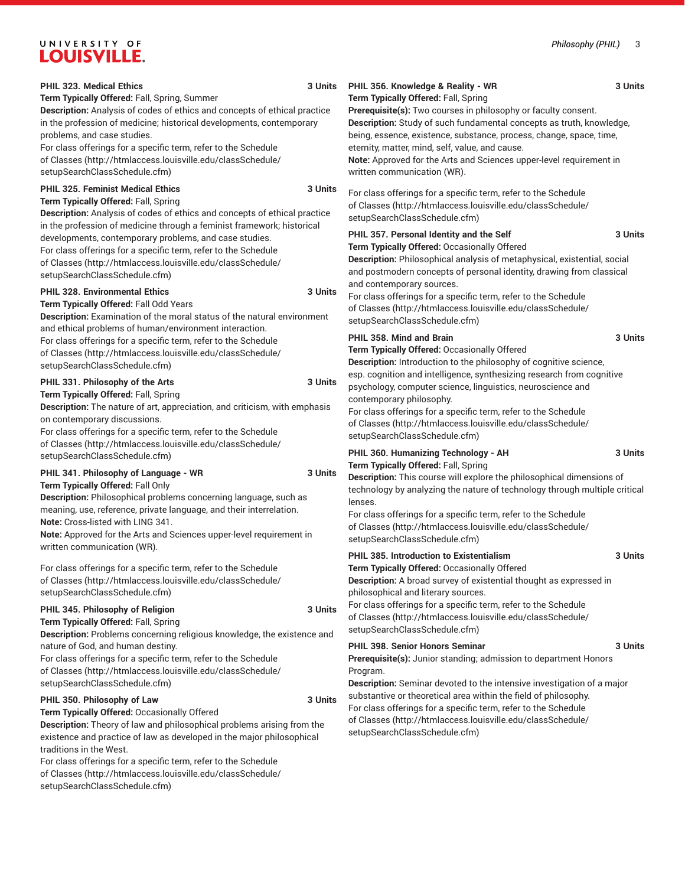**PHIL 323. Medical Ethics** **3 Units**

**Term Typically Offered:** Fall, Spring, Summer

**Description:** Analysis of codes of ethics and concepts of ethical practice in the profession of medicine; historical developments, contemporary problems, and case studies.

For class offerings for a specific term, refer to the Schedule of Classes (http://htmlaccess.louisville.edu/classSchedule/setupSearchClassSchedule.cfm)

**PHIL 325. Feminist Medical Ethics** **3 Units**

**Term Typically Offered:** Fall, Spring

**Description:** Analysis of codes of ethics and concepts of ethical practice in the profession of medicine through a feminist framework; historical developments, contemporary problems, and case studies.

For class offerings for a specific term, refer to the Schedule of Classes (http://htmlaccess.louisville.edu/classSchedule/setupSearchClassSchedule.cfm)

**PHIL 328. Environmental Ethics** **3 Units**

**Term Typically Offered:** Fall Odd Years

**Description:** Examination of the moral status of the natural environment and ethical problems of human/environment interaction.

For class offerings for a specific term, refer to the Schedule of Classes (http://htmlaccess.louisville.edu/classSchedule/setupSearchClassSchedule.cfm)

**PHIL 331. Philosophy of the Arts** **3 Units**

**Term Typically Offered:** Fall, Spring

**Description:** The nature of art, appreciation, and criticism, with emphasis on contemporary discussions.

For class offerings for a specific term, refer to the Schedule of Classes (http://htmlaccess.louisville.edu/classSchedule/setupSearchClassSchedule.cfm)

**PHIL 341. Philosophy of Language - WR** **3 Units**

**Term Typically Offered:** Fall Only

**Description:** Philosophical problems concerning language, such as meaning, use, reference, private language, and their interrelation.

**Note:** Cross-listed with LING 341.

**Note:** Approved for the Arts and Sciences upper-level requirement in written communication (WR).

For class offerings for a specific term, refer to the Schedule of Classes (http://htmlaccess.louisville.edu/classSchedule/setupSearchClassSchedule.cfm)

**PHIL 345. Philosophy of Religion** **3 Units**

**Term Typically Offered:** Fall, Spring

**Description:** Problems concerning religious knowledge, the existence and nature of God, and human destiny.

For class offerings for a specific term, refer to the Schedule of Classes (http://htmlaccess.louisville.edu/classSchedule/setupSearchClassSchedule.cfm)

**PHIL 350. Philosophy of Law** **3 Units**

**Term Typically Offered:** Occasionally Offered

**Description:** Theory of law and philosophical problems arising from the existence and practice of law as developed in the major philosophical traditions in the West.

For class offerings for a specific term, refer to the Schedule of Classes (http://htmlaccess.louisville.edu/classSchedule/setupSearchClassSchedule.cfm)

**PHIL 356. Knowledge & Reality - WR** **3 Units**

**Term Typically Offered:** Fall, Spring

**Prerequisite(s):** Two courses in philosophy or faculty consent.

**Description:** Study of such fundamental concepts as truth, knowledge, being, essence, existence, substance, process, change, space, time, eternity, matter, mind, self, value, and cause.

**Note:** Approved for the Arts and Sciences upper-level requirement in written communication (WR).

For class offerings for a specific term, refer to the Schedule of Classes (http://htmlaccess.louisville.edu/classSchedule/setupSearchClassSchedule.cfm)

**PHIL 357. Personal Identity and the Self** **3 Units**

**Term Typically Offered:** Occasionally Offered

**Description:** Philosophical analysis of metaphysical, existential, social and postmodern concepts of personal identity, drawing from classical and contemporary sources.

For class offerings for a specific term, refer to the Schedule of Classes (http://htmlaccess.louisville.edu/classSchedule/setupSearchClassSchedule.cfm)

**PHIL 358. Mind and Brain** **3 Units**

**Term Typically Offered:** Occasionally Offered

**Description:** Introduction to the philosophy of cognitive science, esp. cognition and intelligence, synthesizing research from cognitive psychology, computer science, linguistics, neuroscience and contemporary philosophy.

For class offerings for a specific term, refer to the Schedule of Classes (http://htmlaccess.louisville.edu/classSchedule/setupSearchClassSchedule.cfm)

**PHIL 360. Humanizing Technology - AH** **3 Units**

**Term Typically Offered:** Fall, Spring

**Description:** This course will explore the philosophical dimensions of technology by analyzing the nature of technology through multiple critical lenses.

For class offerings for a specific term, refer to the Schedule of Classes (http://htmlaccess.louisville.edu/classSchedule/setupSearchClassSchedule.cfm)

**PHIL 385. Introduction to Existentialism** **3 Units**

**Term Typically Offered:** Occasionally Offered

**Description:** A broad survey of existential thought as expressed in philosophical and literary sources.

For class offerings for a specific term, refer to the Schedule of Classes (http://htmlaccess.louisville.edu/classSchedule/setupSearchClassSchedule.cfm)

**PHIL 398. Senior Honors Seminar** **3 Units**

**Prerequisite(s):** Junior standing; admission to department Honors Program.

**Description:** Seminar devoted to the intensive investigation of a major substantive or theoretical area within the field of philosophy.

For class offerings for a specific term, refer to the Schedule of Classes (http://htmlaccess.louisville.edu/classSchedule/setupSearchClassSchedule.cfm)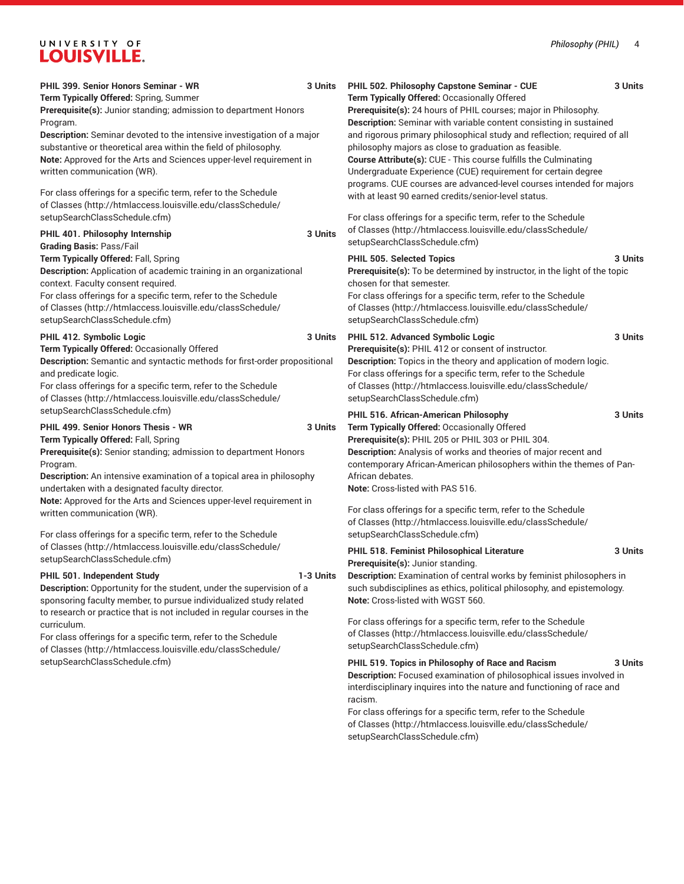**PHIL 399. Senior Honors Seminar - WR** **3 Units**
**Term Typically Offered:** Spring, Summer
**Prerequisite(s):** Junior standing; admission to department Honors Program.
**Description:** Seminar devoted to the intensive investigation of a major substantive or theoretical area within the field of philosophy.
**Note:** Approved for the Arts and Sciences upper-level requirement in written communication (WR).

For class offerings for a specific term, refer to the Schedule of Classes (http://htmlaccess.louisville.edu/classSchedule/setupSearchClassSchedule.cfm)

**PHIL 401. Philosophy Internship** **3 Units**
**Grading Basis:** Pass/Fail
**Term Typically Offered:** Fall, Spring
**Description:** Application of academic training in an organizational context. Faculty consent required.
For class offerings for a specific term, refer to the Schedule of Classes (http://htmlaccess.louisville.edu/classSchedule/setupSearchClassSchedule.cfm)

**PHIL 412. Symbolic Logic** **3 Units**
**Term Typically Offered:** Occasionally Offered
**Description:** Semantic and syntactic methods for first-order propositional and predicate logic.
For class offerings for a specific term, refer to the Schedule of Classes (http://htmlaccess.louisville.edu/classSchedule/setupSearchClassSchedule.cfm)

**PHIL 499. Senior Honors Thesis - WR** **3 Units**
**Term Typically Offered:** Fall, Spring
**Prerequisite(s):** Senior standing; admission to department Honors Program.
**Description:** An intensive examination of a topical area in philosophy undertaken with a designated faculty director.
**Note:** Approved for the Arts and Sciences upper-level requirement in written communication (WR).

For class offerings for a specific term, refer to the Schedule of Classes (http://htmlaccess.louisville.edu/classSchedule/setupSearchClassSchedule.cfm)

**PHIL 501. Independent Study** **1-3 Units**
**Description:** Opportunity for the student, under the supervision of a sponsoring faculty member, to pursue individualized study related to research or practice that is not included in regular courses in the curriculum.
For class offerings for a specific term, refer to the Schedule of Classes (http://htmlaccess.louisville.edu/classSchedule/setupSearchClassSchedule.cfm)

**PHIL 502. Philosophy Capstone Seminar - CUE** **3 Units**
**Term Typically Offered:** Occasionally Offered
**Prerequisite(s):** 24 hours of PHIL courses; major in Philosophy.
**Description:** Seminar with variable content consisting in sustained and rigorous primary philosophical study and reflection; required of all philosophy majors as close to graduation as feasible.
**Course Attribute(s):** CUE - This course fulfills the Culminating Undergraduate Experience (CUE) requirement for certain degree programs. CUE courses are advanced-level courses intended for majors with at least 90 earned credits/senior-level status.

For class offerings for a specific term, refer to the Schedule of Classes (http://htmlaccess.louisville.edu/classSchedule/setupSearchClassSchedule.cfm)

**PHIL 505. Selected Topics** **3 Units**
**Prerequisite(s):** To be determined by instructor, in the light of the topic chosen for that semester.
For class offerings for a specific term, refer to the Schedule of Classes (http://htmlaccess.louisville.edu/classSchedule/setupSearchClassSchedule.cfm)

**PHIL 512. Advanced Symbolic Logic** **3 Units**
**Prerequisite(s):** PHIL 412 or consent of instructor.
**Description:** Topics in the theory and application of modern logic.
For class offerings for a specific term, refer to the Schedule of Classes (http://htmlaccess.louisville.edu/classSchedule/setupSearchClassSchedule.cfm)

**PHIL 516. African-American Philosophy** **3 Units**
**Term Typically Offered:** Occasionally Offered
**Prerequisite(s):** PHIL 205 or PHIL 303 or PHIL 304.
**Description:** Analysis of works and theories of major recent and contemporary African-American philosophers within the themes of Pan-African debates.
**Note:** Cross-listed with PAS 516.

For class offerings for a specific term, refer to the Schedule of Classes (http://htmlaccess.louisville.edu/classSchedule/setupSearchClassSchedule.cfm)

**PHIL 518. Feminist Philosophical Literature** **3 Units**
**Prerequisite(s):** Junior standing.
**Description:** Examination of central works by feminist philosophers in such subdisciplines as ethics, political philosophy, and epistemology.
**Note:** Cross-listed with WGST 560.

For class offerings for a specific term, refer to the Schedule of Classes (http://htmlaccess.louisville.edu/classSchedule/setupSearchClassSchedule.cfm)

**PHIL 519. Topics in Philosophy of Race and Racism** **3 Units**
**Description:** Focused examination of philosophical issues involved in interdisciplinary inquires into the nature and functioning of race and racism.
For class offerings for a specific term, refer to the Schedule of Classes (http://htmlaccess.louisville.edu/classSchedule/setupSearchClassSchedule.cfm)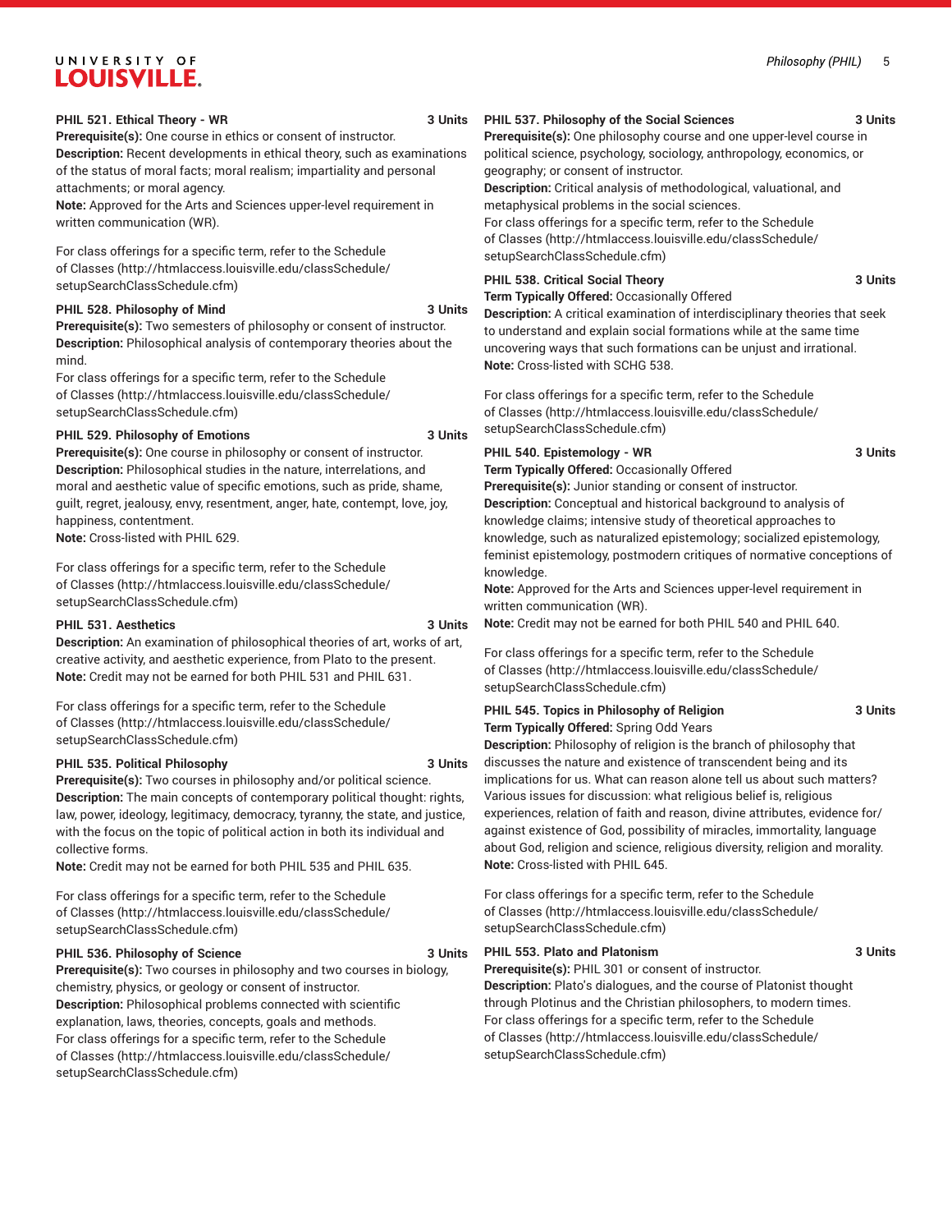**PHIL 521. Ethical Theory - WR** **3 Units**

**Prerequisite(s):** One course in ethics or consent of instructor.

**Description:** Recent developments in ethical theory, such as examinations of the status of moral facts; moral realism; impartiality and personal attachments; or moral agency.

**Note:** Approved for the Arts and Sciences upper-level requirement in written communication (WR).

For class offerings for a specific term, refer to the Schedule of Classes (http://htmlaccess.louisville.edu/classSchedule/setupSearchClassSchedule.cfm)

**PHIL 528. Philosophy of Mind** **3 Units**

**Prerequisite(s):** Two semesters of philosophy or consent of instructor.

**Description:** Philosophical analysis of contemporary theories about the mind.

For class offerings for a specific term, refer to the Schedule of Classes (http://htmlaccess.louisville.edu/classSchedule/setupSearchClassSchedule.cfm)

**PHIL 529. Philosophy of Emotions** **3 Units**

**Prerequisite(s):** One course in philosophy or consent of instructor.

**Description:** Philosophical studies in the nature, interrelations, and moral and aesthetic value of specific emotions, such as pride, shame, guilt, regret, jealousy, envy, resentment, anger, hate, contempt, love, joy, happiness, contentment.

**Note:** Cross-listed with PHIL 629.

For class offerings for a specific term, refer to the Schedule of Classes (http://htmlaccess.louisville.edu/classSchedule/setupSearchClassSchedule.cfm)

**PHIL 531. Aesthetics** **3 Units**

**Description:** An examination of philosophical theories of art, works of art, creative activity, and aesthetic experience, from Plato to the present.

**Note:** Credit may not be earned for both PHIL 531 and PHIL 631.

For class offerings for a specific term, refer to the Schedule of Classes (http://htmlaccess.louisville.edu/classSchedule/setupSearchClassSchedule.cfm)

**PHIL 535. Political Philosophy** **3 Units**

**Prerequisite(s):** Two courses in philosophy and/or political science.

**Description:** The main concepts of contemporary political thought: rights, law, power, ideology, legitimacy, democracy, tyranny, the state, and justice, with the focus on the topic of political action in both its individual and collective forms.

**Note:** Credit may not be earned for both PHIL 535 and PHIL 635.

For class offerings for a specific term, refer to the Schedule of Classes (http://htmlaccess.louisville.edu/classSchedule/setupSearchClassSchedule.cfm)

**PHIL 536. Philosophy of Science** **3 Units**

**Prerequisite(s):** Two courses in philosophy and two courses in biology, chemistry, physics, or geology or consent of instructor.

**Description:** Philosophical problems connected with scientific explanation, laws, theories, concepts, goals and methods.

For class offerings for a specific term, refer to the Schedule of Classes (http://htmlaccess.louisville.edu/classSchedule/setupSearchClassSchedule.cfm)

**PHIL 537. Philosophy of the Social Sciences** **3 Units**

**Prerequisite(s):** One philosophy course and one upper-level course in political science, psychology, sociology, anthropology, economics, or geography; or consent of instructor.

**Description:** Critical analysis of methodological, valuational, and metaphysical problems in the social sciences.

For class offerings for a specific term, refer to the Schedule of Classes (http://htmlaccess.louisville.edu/classSchedule/setupSearchClassSchedule.cfm)

**PHIL 538. Critical Social Theory** **3 Units**

**Term Typically Offered:** Occasionally Offered

**Description:** A critical examination of interdisciplinary theories that seek to understand and explain social formations while at the same time uncovering ways that such formations can be unjust and irrational.

**Note:** Cross-listed with SCHG 538.

For class offerings for a specific term, refer to the Schedule of Classes (http://htmlaccess.louisville.edu/classSchedule/setupSearchClassSchedule.cfm)

**PHIL 540. Epistemology - WR** **3 Units**

**Term Typically Offered:** Occasionally Offered

**Prerequisite(s):** Junior standing or consent of instructor.

**Description:** Conceptual and historical background to analysis of knowledge claims; intensive study of theoretical approaches to knowledge, such as naturalized epistemology; socialized epistemology, feminist epistemology, postmodern critiques of normative conceptions of knowledge.

**Note:** Approved for the Arts and Sciences upper-level requirement in written communication (WR).

**Note:** Credit may not be earned for both PHIL 540 and PHIL 640.

For class offerings for a specific term, refer to the Schedule of Classes (http://htmlaccess.louisville.edu/classSchedule/setupSearchClassSchedule.cfm)

**PHIL 545. Topics in Philosophy of Religion** **3 Units**

**Term Typically Offered:** Spring Odd Years

**Description:** Philosophy of religion is the branch of philosophy that discusses the nature and existence of transcendent being and its implications for us. What can reason alone tell us about such matters? Various issues for discussion: what religious belief is, religious experiences, relation of faith and reason, divine attributes, evidence for/against existence of God, possibility of miracles, immortality, language about God, religion and science, religious diversity, religion and morality.

**Note:** Cross-listed with PHIL 645.

For class offerings for a specific term, refer to the Schedule of Classes (http://htmlaccess.louisville.edu/classSchedule/setupSearchClassSchedule.cfm)

**PHIL 553. Plato and Platonism** **3 Units**

**Prerequisite(s):** PHIL 301 or consent of instructor.

**Description:** Plato's dialogues, and the course of Platonist thought through Plotinus and the Christian philosophers, to modern times.

For class offerings for a specific term, refer to the Schedule of Classes (http://htmlaccess.louisville.edu/classSchedule/setupSearchClassSchedule.cfm)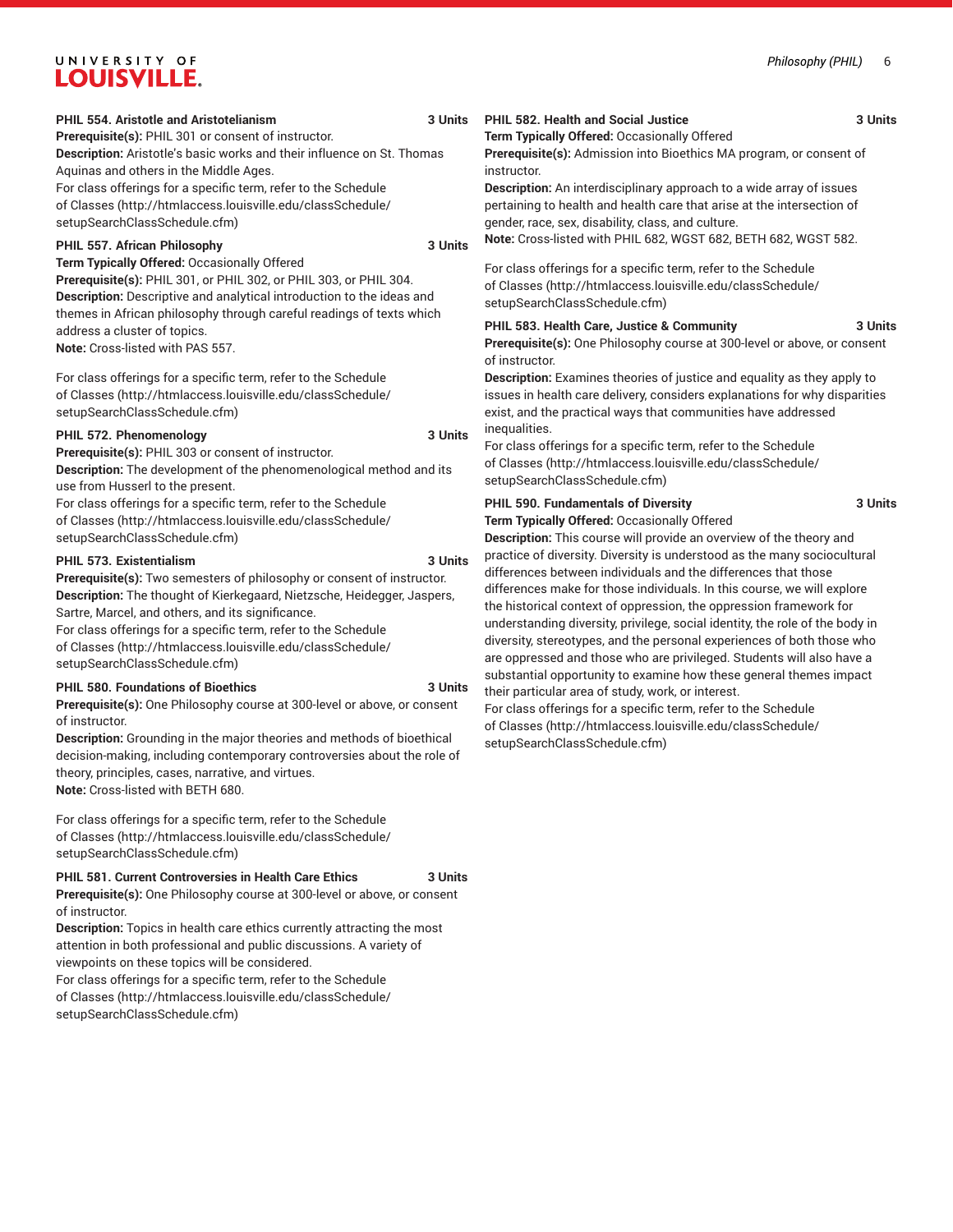**PHIL 554. Aristotle and Aristotelianism** **3 Units**
**Prerequisite(s):** PHIL 301 or consent of instructor.
**Description:** Aristotle's basic works and their influence on St. Thomas Aquinas and others in the Middle Ages.
For class offerings for a specific term, refer to the Schedule of Classes (http://htmlaccess.louisville.edu/classSchedule/setupSearchClassSchedule.cfm)

**PHIL 557. African Philosophy** **3 Units**
**Term Typically Offered:** Occasionally Offered
**Prerequisite(s):** PHIL 301, or PHIL 302, or PHIL 303, or PHIL 304.
**Description:** Descriptive and analytical introduction to the ideas and themes in African philosophy through careful readings of texts which address a cluster of topics.
**Note:** Cross-listed with PAS 557.

For class offerings for a specific term, refer to the Schedule of Classes (http://htmlaccess.louisville.edu/classSchedule/setupSearchClassSchedule.cfm)

**PHIL 572. Phenomenology** **3 Units**
**Prerequisite(s):** PHIL 303 or consent of instructor.
**Description:** The development of the phenomenological method and its use from Husserl to the present.
For class offerings for a specific term, refer to the Schedule of Classes (http://htmlaccess.louisville.edu/classSchedule/setupSearchClassSchedule.cfm)

**PHIL 573. Existentialism** **3 Units**
**Prerequisite(s):** Two semesters of philosophy or consent of instructor.
**Description:** The thought of Kierkegaard, Nietzsche, Heidegger, Jaspers, Sartre, Marcel, and others, and its significance.
For class offerings for a specific term, refer to the Schedule of Classes (http://htmlaccess.louisville.edu/classSchedule/setupSearchClassSchedule.cfm)

**PHIL 580. Foundations of Bioethics** **3 Units**
**Prerequisite(s):** One Philosophy course at 300-level or above, or consent of instructor.
**Description:** Grounding in the major theories and methods of bioethical decision-making, including contemporary controversies about the role of theory, principles, cases, narrative, and virtues.
**Note:** Cross-listed with BETH 680.

For class offerings for a specific term, refer to the Schedule of Classes (http://htmlaccess.louisville.edu/classSchedule/setupSearchClassSchedule.cfm)

**PHIL 581. Current Controversies in Health Care Ethics** **3 Units**
**Prerequisite(s):** One Philosophy course at 300-level or above, or consent of instructor.
**Description:** Topics in health care ethics currently attracting the most attention in both professional and public discussions. A variety of viewpoints on these topics will be considered.
For class offerings for a specific term, refer to the Schedule of Classes (http://htmlaccess.louisville.edu/classSchedule/setupSearchClassSchedule.cfm)

**PHIL 582. Health and Social Justice** **3 Units**
**Term Typically Offered:** Occasionally Offered
**Prerequisite(s):** Admission into Bioethics MA program, or consent of instructor.
**Description:** An interdisciplinary approach to a wide array of issues pertaining to health and health care that arise at the intersection of gender, race, sex, disability, class, and culture.
**Note:** Cross-listed with PHIL 682, WGST 682, BETH 682, WGST 582.

For class offerings for a specific term, refer to the Schedule of Classes (http://htmlaccess.louisville.edu/classSchedule/setupSearchClassSchedule.cfm)

**PHIL 583. Health Care, Justice & Community** **3 Units**
**Prerequisite(s):** One Philosophy course at 300-level or above, or consent of instructor.
**Description:** Examines theories of justice and equality as they apply to issues in health care delivery, considers explanations for why disparities exist, and the practical ways that communities have addressed inequalities.
For class offerings for a specific term, refer to the Schedule of Classes (http://htmlaccess.louisville.edu/classSchedule/setupSearchClassSchedule.cfm)

**PHIL 590. Fundamentals of Diversity** **3 Units**
**Term Typically Offered:** Occasionally Offered
**Description:** This course will provide an overview of the theory and practice of diversity. Diversity is understood as the many sociocultural differences between individuals and the differences that those differences make for those individuals. In this course, we will explore the historical context of oppression, the oppression framework for understanding diversity, privilege, social identity, the role of the body in diversity, stereotypes, and the personal experiences of both those who are oppressed and those who are privileged. Students will also have a substantial opportunity to examine how these general themes impact their particular area of study, work, or interest.
For class offerings for a specific term, refer to the Schedule of Classes (http://htmlaccess.louisville.edu/classSchedule/setupSearchClassSchedule.cfm)